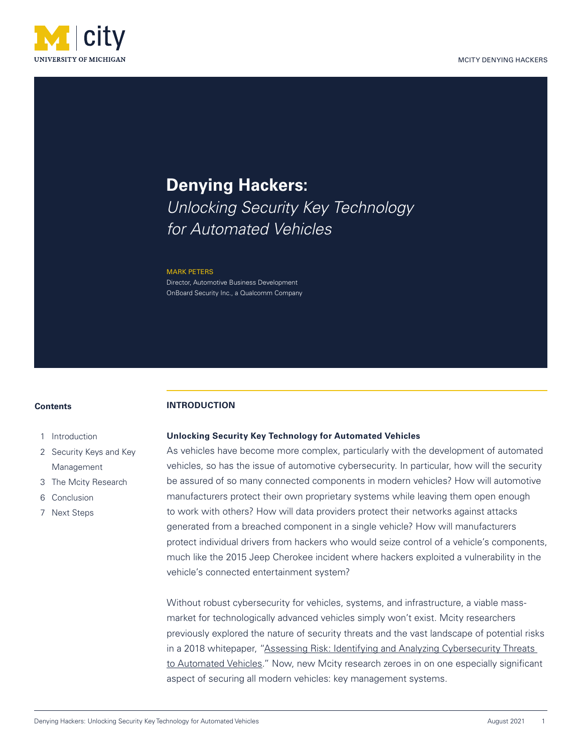# Denying Hackers:

## *Unlocking Security Key Technology for Automated Vehicles*

MARK PETERS
Director, Automotive Business Development
OnBoard Security Inc., a Qualcomm Company

**Contents**

1 Introduction
2 Security Keys and Key Management
3 The Mcity Research
6 Conclusion
7 Next Steps

## INTRODUCTION

**Unlocking Security Key Technology for Automated Vehicles**

As vehicles have become more complex, particularly with the development of automated vehicles, so has the issue of automotive cybersecurity. In particular, how will the security be assured of so many connected components in modern vehicles? How will automotive manufacturers protect their own proprietary systems while leaving them open enough to work with others? How will data providers protect their networks against attacks generated from a breached component in a single vehicle? How will manufacturers protect individual drivers from hackers who would seize control of a vehicle's components, much like the 2015 Jeep Cherokee incident where hackers exploited a vulnerability in the vehicle's connected entertainment system?

Without robust cybersecurity for vehicles, systems, and infrastructure, a viable mass-market for technologically advanced vehicles simply won't exist. Mcity researchers previously explored the nature of security threats and the vast landscape of potential risks in a 2018 whitepaper, "Assessing Risk: Identifying and Analyzing Cybersecurity Threats to Automated Vehicles." Now, new Mcity research zeroes in on one especially significant aspect of securing all modern vehicles: key management systems.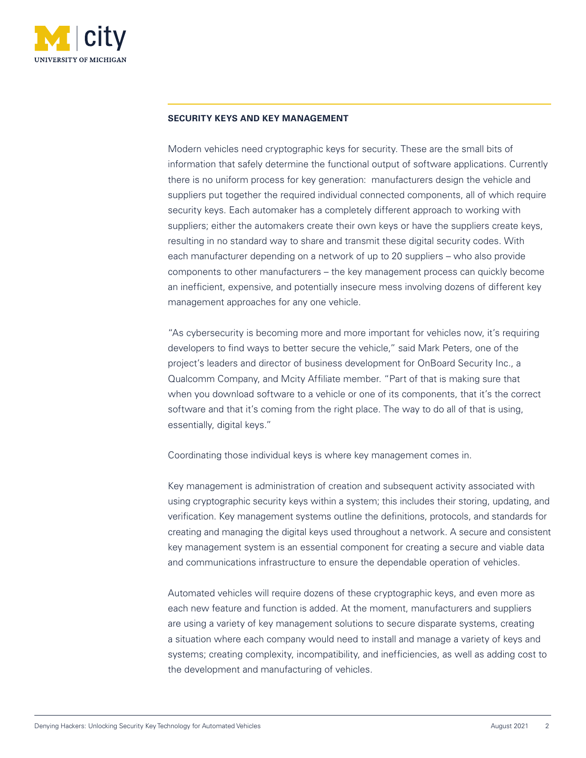## SECURITY KEYS AND KEY MANAGEMENT

Modern vehicles need cryptographic keys for security. These are the small bits of information that safely determine the functional output of software applications. Currently there is no uniform process for key generation: manufacturers design the vehicle and suppliers put together the required individual connected components, all of which require security keys. Each automaker has a completely different approach to working with suppliers; either the automakers create their own keys or have the suppliers create keys, resulting in no standard way to share and transmit these digital security codes. With each manufacturer depending on a network of up to 20 suppliers – who also provide components to other manufacturers – the key management process can quickly become an inefficient, expensive, and potentially insecure mess involving dozens of different key management approaches for any one vehicle.

"As cybersecurity is becoming more and more important for vehicles now, it's requiring developers to find ways to better secure the vehicle," said Mark Peters, one of the project's leaders and director of business development for OnBoard Security Inc., a Qualcomm Company, and Mcity Affiliate member. "Part of that is making sure that when you download software to a vehicle or one of its components, that it's the correct software and that it's coming from the right place. The way to do all of that is using, essentially, digital keys."

Coordinating those individual keys is where key management comes in.

Key management is administration of creation and subsequent activity associated with using cryptographic security keys within a system; this includes their storing, updating, and verification. Key management systems outline the definitions, protocols, and standards for creating and managing the digital keys used throughout a network. A secure and consistent key management system is an essential component for creating a secure and viable data and communications infrastructure to ensure the dependable operation of vehicles.

Automated vehicles will require dozens of these cryptographic keys, and even more as each new feature and function is added. At the moment, manufacturers and suppliers are using a variety of key management solutions to secure disparate systems, creating a situation where each company would need to install and manage a variety of keys and systems; creating complexity, incompatibility, and inefficiencies, as well as adding cost to the development and manufacturing of vehicles.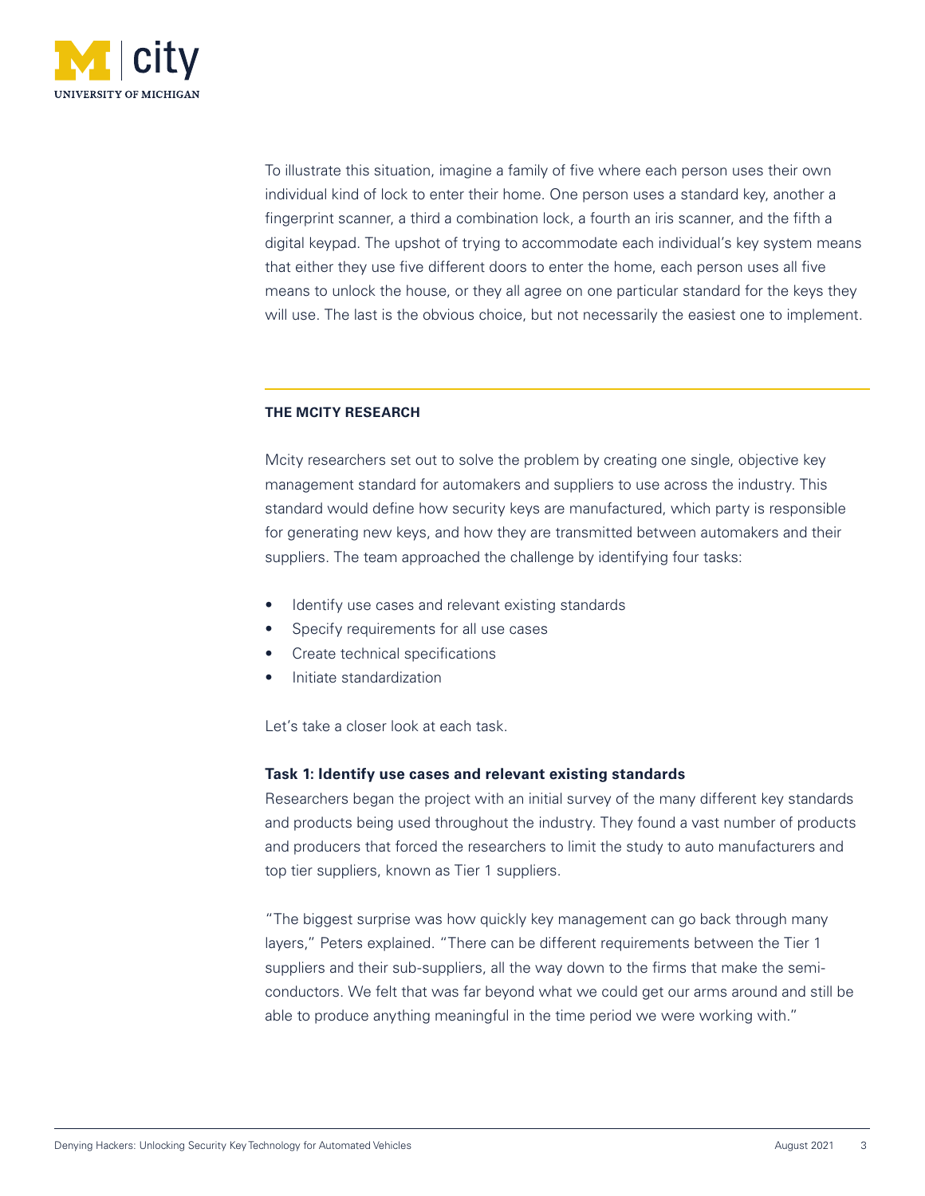To illustrate this situation, imagine a family of five where each person uses their own individual kind of lock to enter their home. One person uses a standard key, another a fingerprint scanner, a third a combination lock, a fourth an iris scanner, and the fifth a digital keypad. The upshot of trying to accommodate each individual's key system means that either they use five different doors to enter the home, each person uses all five means to unlock the house, or they all agree on one particular standard for the keys they will use. The last is the obvious choice, but not necessarily the easiest one to implement.

## THE MCITY RESEARCH

Mcity researchers set out to solve the problem by creating one single, objective key management standard for automakers and suppliers to use across the industry. This standard would define how security keys are manufactured, which party is responsible for generating new keys, and how they are transmitted between automakers and their suppliers. The team approached the challenge by identifying four tasks:

- Identify use cases and relevant existing standards
- Specify requirements for all use cases
- Create technical specifications
- Initiate standardization

Let's take a closer look at each task.

### Task 1: Identify use cases and relevant existing standards

Researchers began the project with an initial survey of the many different key standards and products being used throughout the industry. They found a vast number of products and producers that forced the researchers to limit the study to auto manufacturers and top tier suppliers, known as Tier 1 suppliers.

"The biggest surprise was how quickly key management can go back through many layers," Peters explained. "There can be different requirements between the Tier 1 suppliers and their sub-suppliers, all the way down to the firms that make the semi-conductors. We felt that was far beyond what we could get our arms around and still be able to produce anything meaningful in the time period we were working with."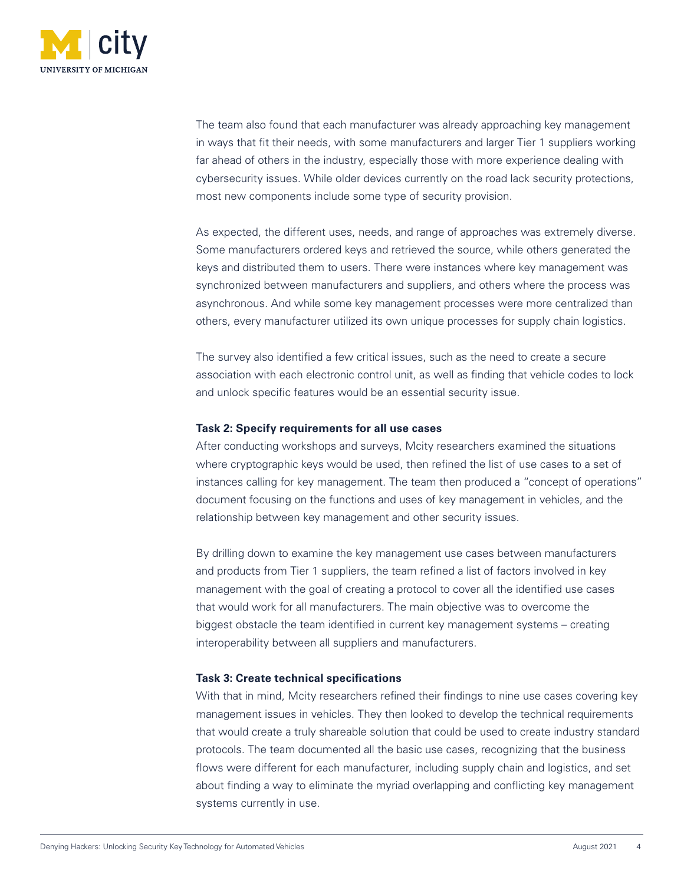The team also found that each manufacturer was already approaching key management in ways that fit their needs, with some manufacturers and larger Tier 1 suppliers working far ahead of others in the industry, especially those with more experience dealing with cybersecurity issues. While older devices currently on the road lack security protections, most new components include some type of security provision.

As expected, the different uses, needs, and range of approaches was extremely diverse. Some manufacturers ordered keys and retrieved the source, while others generated the keys and distributed them to users. There were instances where key management was synchronized between manufacturers and suppliers, and others where the process was asynchronous. And while some key management processes were more centralized than others, every manufacturer utilized its own unique processes for supply chain logistics.

The survey also identified a few critical issues, such as the need to create a secure association with each electronic control unit, as well as finding that vehicle codes to lock and unlock specific features would be an essential security issue.

**Task 2: Specify requirements for all use cases**

After conducting workshops and surveys, Mcity researchers examined the situations where cryptographic keys would be used, then refined the list of use cases to a set of instances calling for key management. The team then produced a "concept of operations" document focusing on the functions and uses of key management in vehicles, and the relationship between key management and other security issues.

By drilling down to examine the key management use cases between manufacturers and products from Tier 1 suppliers, the team refined a list of factors involved in key management with the goal of creating a protocol to cover all the identified use cases that would work for all manufacturers. The main objective was to overcome the biggest obstacle the team identified in current key management systems – creating interoperability between all suppliers and manufacturers.

**Task 3: Create technical specifications**

With that in mind, Mcity researchers refined their findings to nine use cases covering key management issues in vehicles. They then looked to develop the technical requirements that would create a truly shareable solution that could be used to create industry standard protocols. The team documented all the basic use cases, recognizing that the business flows were different for each manufacturer, including supply chain and logistics, and set about finding a way to eliminate the myriad overlapping and conflicting key management systems currently in use.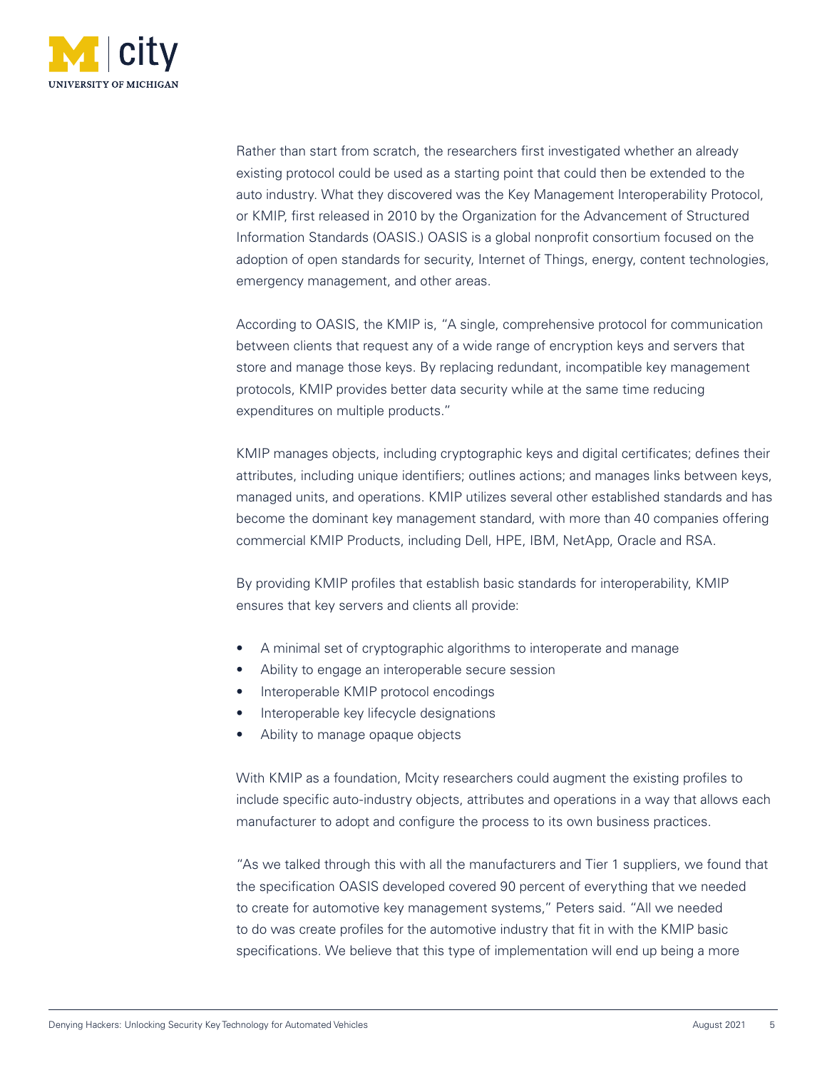Rather than start from scratch, the researchers first investigated whether an already existing protocol could be used as a starting point that could then be extended to the auto industry. What they discovered was the Key Management Interoperability Protocol, or KMIP, first released in 2010 by the Organization for the Advancement of Structured Information Standards (OASIS.) OASIS is a global nonprofit consortium focused on the adoption of open standards for security, Internet of Things, energy, content technologies, emergency management, and other areas.

According to OASIS, the KMIP is, "A single, comprehensive protocol for communication between clients that request any of a wide range of encryption keys and servers that store and manage those keys. By replacing redundant, incompatible key management protocols, KMIP provides better data security while at the same time reducing expenditures on multiple products."

KMIP manages objects, including cryptographic keys and digital certificates; defines their attributes, including unique identifiers; outlines actions; and manages links between keys, managed units, and operations. KMIP utilizes several other established standards and has become the dominant key management standard, with more than 40 companies offering commercial KMIP Products, including Dell, HPE, IBM, NetApp, Oracle and RSA.

By providing KMIP profiles that establish basic standards for interoperability, KMIP ensures that key servers and clients all provide:

- A minimal set of cryptographic algorithms to interoperate and manage
- Ability to engage an interoperable secure session
- Interoperable KMIP protocol encodings
- Interoperable key lifecycle designations
- Ability to manage opaque objects

With KMIP as a foundation, Mcity researchers could augment the existing profiles to include specific auto-industry objects, attributes and operations in a way that allows each manufacturer to adopt and configure the process to its own business practices.

"As we talked through this with all the manufacturers and Tier 1 suppliers, we found that the specification OASIS developed covered 90 percent of everything that we needed to create for automotive key management systems," Peters said. "All we needed to do was create profiles for the automotive industry that fit in with the KMIP basic specifications. We believe that this type of implementation will end up being a more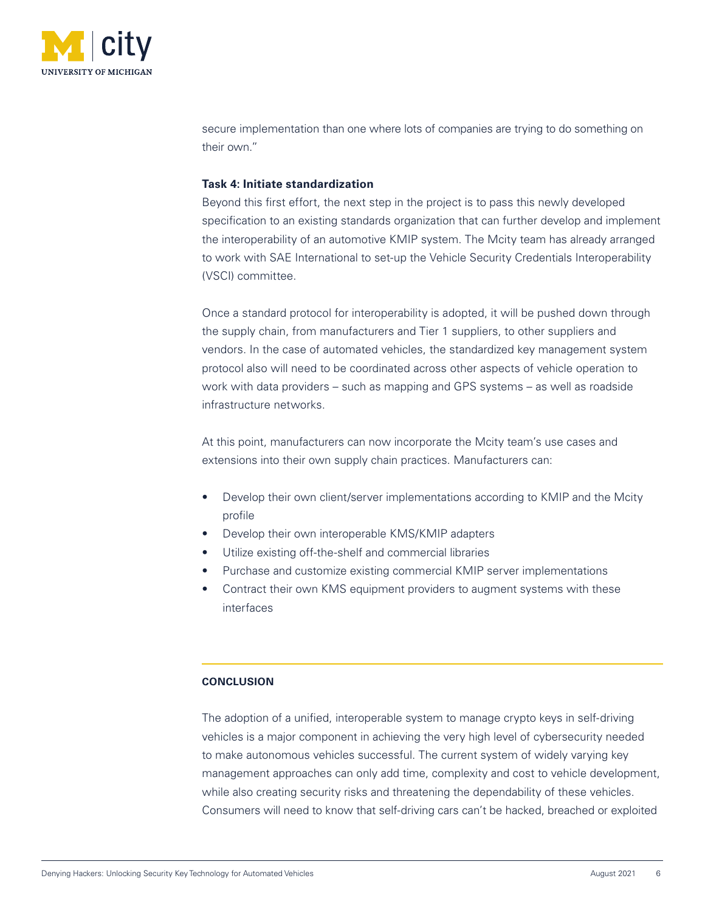secure implementation than one where lots of companies are trying to do something on their own."

**Task 4: Initiate standardization**

Beyond this first effort, the next step in the project is to pass this newly developed specification to an existing standards organization that can further develop and implement the interoperability of an automotive KMIP system. The Mcity team has already arranged to work with SAE International to set-up the Vehicle Security Credentials Interoperability (VSCI) committee.

Once a standard protocol for interoperability is adopted, it will be pushed down through the supply chain, from manufacturers and Tier 1 suppliers, to other suppliers and vendors. In the case of automated vehicles, the standardized key management system protocol also will need to be coordinated across other aspects of vehicle operation to work with data providers – such as mapping and GPS systems – as well as roadside infrastructure networks.

At this point, manufacturers can now incorporate the Mcity team's use cases and extensions into their own supply chain practices. Manufacturers can:

- Develop their own client/server implementations according to KMIP and the Mcity profile
- Develop their own interoperable KMS/KMIP adapters
- Utilize existing off-the-shelf and commercial libraries
- Purchase and customize existing commercial KMIP server implementations
- Contract their own KMS equipment providers to augment systems with these interfaces

## CONCLUSION

The adoption of a unified, interoperable system to manage crypto keys in self-driving vehicles is a major component in achieving the very high level of cybersecurity needed to make autonomous vehicles successful. The current system of widely varying key management approaches can only add time, complexity and cost to vehicle development, while also creating security risks and threatening the dependability of these vehicles. Consumers will need to know that self-driving cars can't be hacked, breached or exploited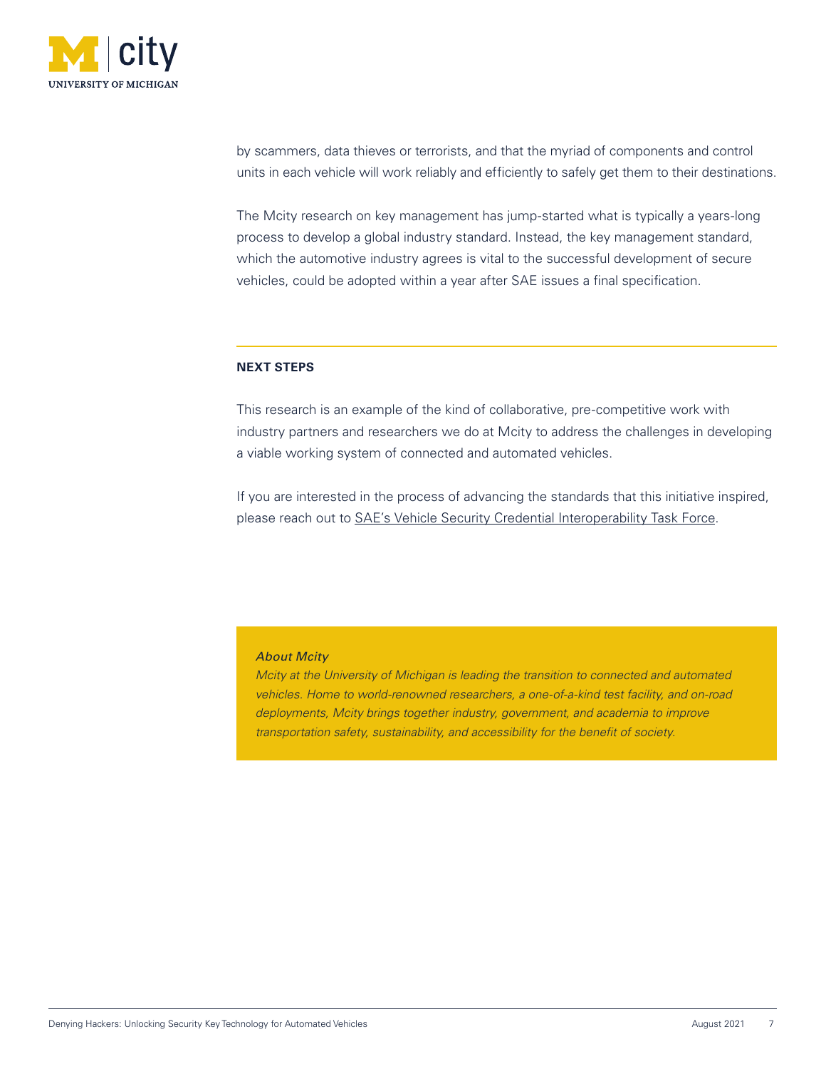by scammers, data thieves or terrorists, and that the myriad of components and control units in each vehicle will work reliably and efficiently to safely get them to their destinations.

The Mcity research on key management has jump-started what is typically a years-long process to develop a global industry standard. Instead, the key management standard, which the automotive industry agrees is vital to the successful development of secure vehicles, could be adopted within a year after SAE issues a final specification.

## NEXT STEPS

This research is an example of the kind of collaborative, pre-competitive work with industry partners and researchers we do at Mcity to address the challenges in developing a viable working system of connected and automated vehicles.

If you are interested in the process of advancing the standards that this initiative inspired, please reach out to SAE's Vehicle Security Credential Interoperability Task Force.

*About Mcity*

*Mcity at the University of Michigan is leading the transition to connected and automated vehicles. Home to world-renowned researchers, a one-of-a-kind test facility, and on-road deployments, Mcity brings together industry, government, and academia to improve transportation safety, sustainability, and accessibility for the benefit of society.*